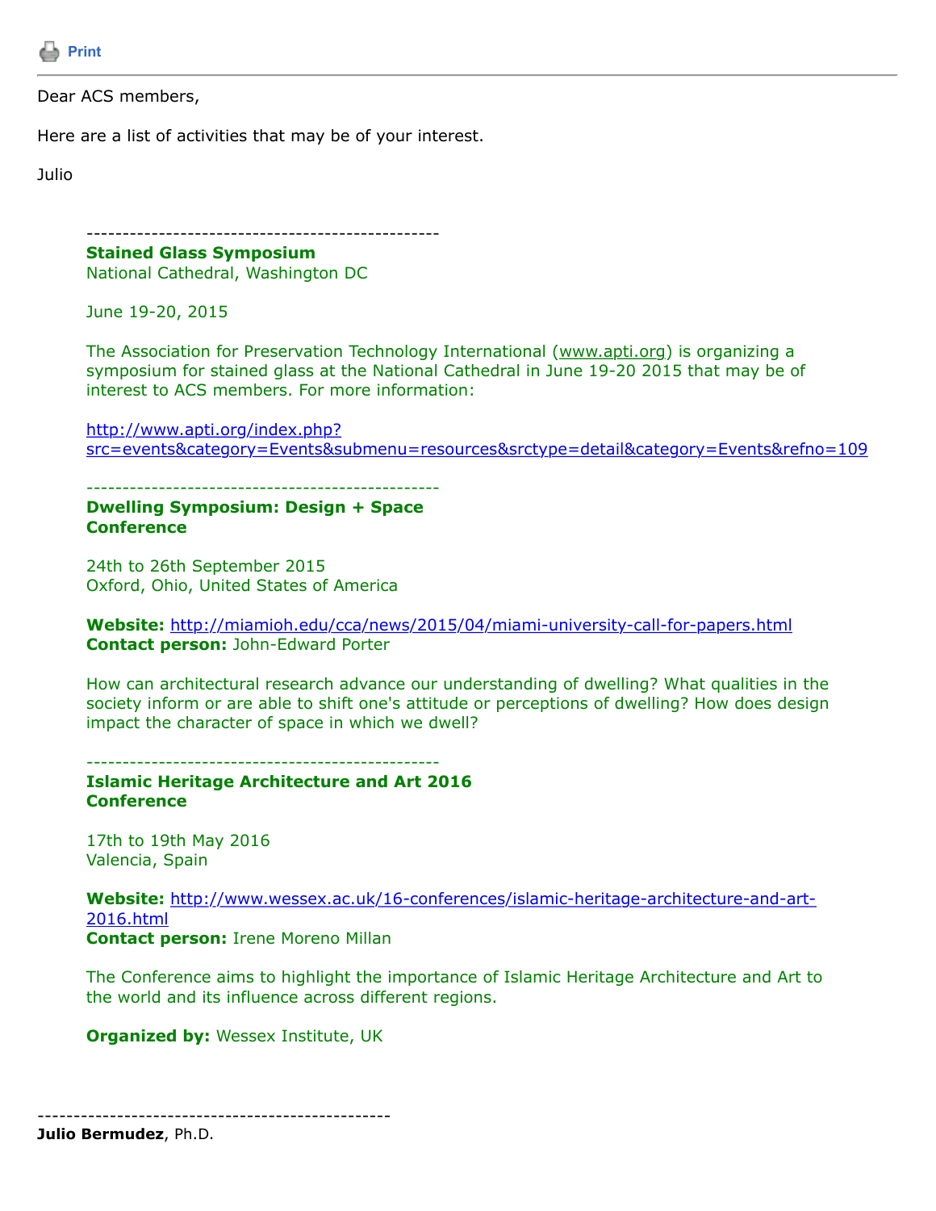Print

---

Dear ACS members,

Here are a list of activities that may be of your interest.

Julio

-------------------------------------------------

**Stained Glass Symposium**

National Cathedral, Washington DC

June 19-20, 2015

The Association for Preservation Technology International (www.apti.org) is organizing a symposium for stained glass at the National Cathedral in June 19-20 2015 that may be of interest to ACS members. For more information:

http://www.apti.org/index.php?src=events&category=Events&submenu=resources&srctype=detail&category=Events&refno=109

-------------------------------------------------

**Dwelling Symposium: Design + Space Conference**

24th to 26th September 2015

Oxford, Ohio, United States of America

**Website:** http://miamioh.edu/cca/news/2015/04/miami-university-call-for-papers.html

**Contact person:** John-Edward Porter

How can architectural research advance our understanding of dwelling? What qualities in the society inform or are able to shift one's attitude or perceptions of dwelling? How does design impact the character of space in which we dwell?

-------------------------------------------------

**Islamic Heritage Architecture and Art 2016 Conference**

17th to 19th May 2016

Valencia, Spain

**Website:** http://www.wessex.ac.uk/16-conferences/islamic-heritage-architecture-and-art-2016.html

**Contact person:** Irene Moreno Millan

The Conference aims to highlight the importance of Islamic Heritage Architecture and Art to the world and its influence across different regions.

**Organized by:** Wessex Institute, UK

-------------------------------------------------

**Julio Bermudez**, Ph.D.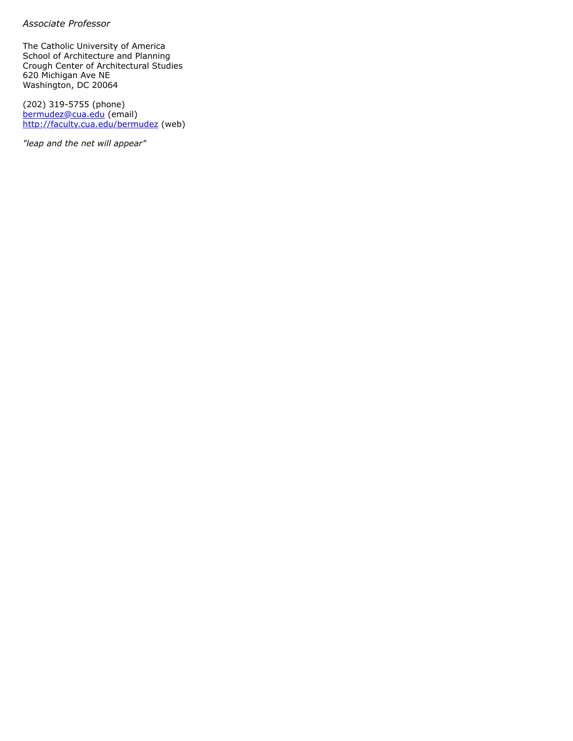*Associate Professor*

The Catholic University of America
School of Architecture and Planning
Crough Center of Architectural Studies
620 Michigan Ave NE
Washington, DC 20064

(202) 319-5755 (phone)
bermudez@cua.edu (email)
http://faculty.cua.edu/bermudez (web)

*"leap and the net will appear"*